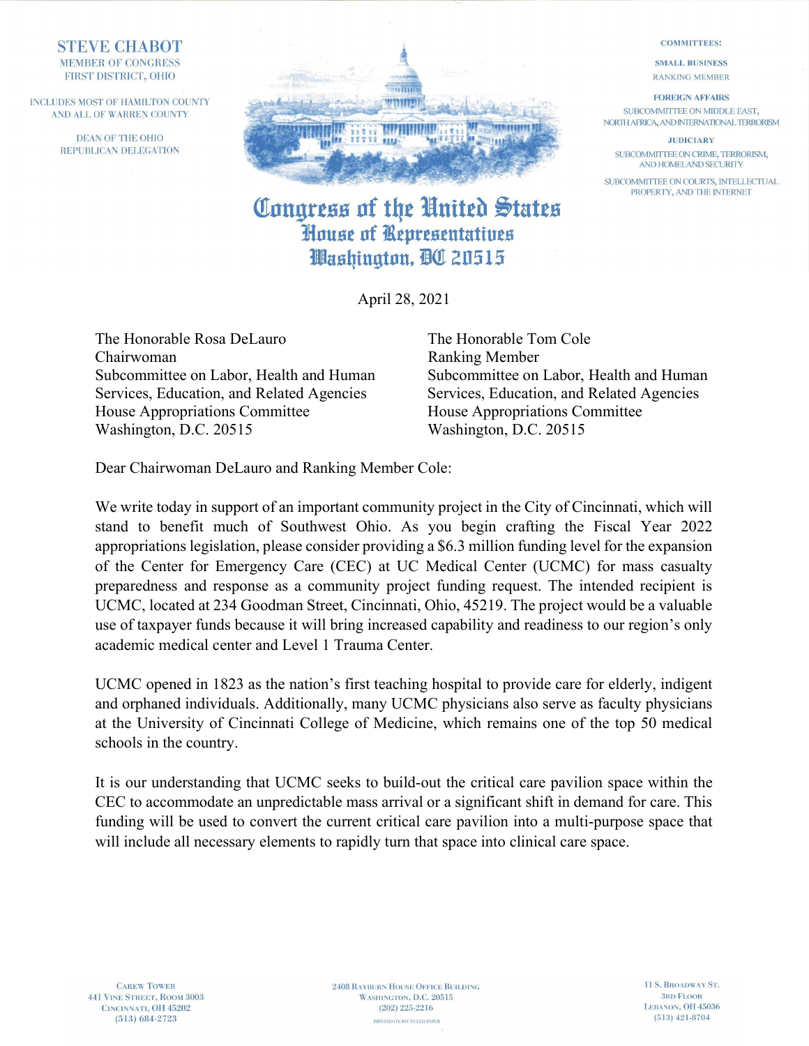**STEVE CHABOT**
MEMBER OF CONGRESS
FIRST DISTRICT, OHIO

INCLUDES MOST OF HAMILTON COUNTY
AND ALL OF WARREN COUNTY

DEAN OF THE OHIO
REPUBLICAN DELEGATION

COMMITTEES:

**SMALL BUSINESS**
RANKING MEMBER

**FOREIGN AFFAIRS**
SUBCOMMITTEE ON MIDDLE EAST,
NORTH AFRICA, AND INTERNATIONAL TERRORISM

**JUDICIARY**
SUBCOMMITTEE ON CRIME, TERRORISM,
AND HOMELAND SECURITY

SUBCOMMITTEE ON COURTS, INTELLECTUAL
PROPERTY, AND THE INTERNET

# Congress of the United States
## House of Representatives
## Washington, DC 20515

April 28, 2021

The Honorable Rosa DeLauro
Chairwoman
Subcommittee on Labor, Health and Human Services, Education, and Related Agencies
House Appropriations Committee
Washington, D.C. 20515

The Honorable Tom Cole
Ranking Member
Subcommittee on Labor, Health and Human Services, Education, and Related Agencies
House Appropriations Committee
Washington, D.C. 20515

Dear Chairwoman DeLauro and Ranking Member Cole:

We write today in support of an important community project in the City of Cincinnati, which will stand to benefit much of Southwest Ohio. As you begin crafting the Fiscal Year 2022 appropriations legislation, please consider providing a $6.3 million funding level for the expansion of the Center for Emergency Care (CEC) at UC Medical Center (UCMC) for mass casualty preparedness and response as a community project funding request. The intended recipient is UCMC, located at 234 Goodman Street, Cincinnati, Ohio, 45219. The project would be a valuable use of taxpayer funds because it will bring increased capability and readiness to our region's only academic medical center and Level 1 Trauma Center.

UCMC opened in 1823 as the nation's first teaching hospital to provide care for elderly, indigent and orphaned individuals. Additionally, many UCMC physicians also serve as faculty physicians at the University of Cincinnati College of Medicine, which remains one of the top 50 medical schools in the country.

It is our understanding that UCMC seeks to build-out the critical care pavilion space within the CEC to accommodate an unpredictable mass arrival or a significant shift in demand for care. This funding will be used to convert the current critical care pavilion into a multi-purpose space that will include all necessary elements to rapidly turn that space into clinical care space.

CAREW TOWER
441 VINE STREET, ROOM 3003
CINCINNATI, OH 45202
(513) 684-2723

2408 RAYBURN HOUSE OFFICE BUILDING
WASHINGTON, D.C. 20515
(202) 225-2216

PRINTED ON RECYCLED PAPER

11 S. BROADWAY ST.
3RD FLOOR
LEBANON, OH 45036
(513) 421-8704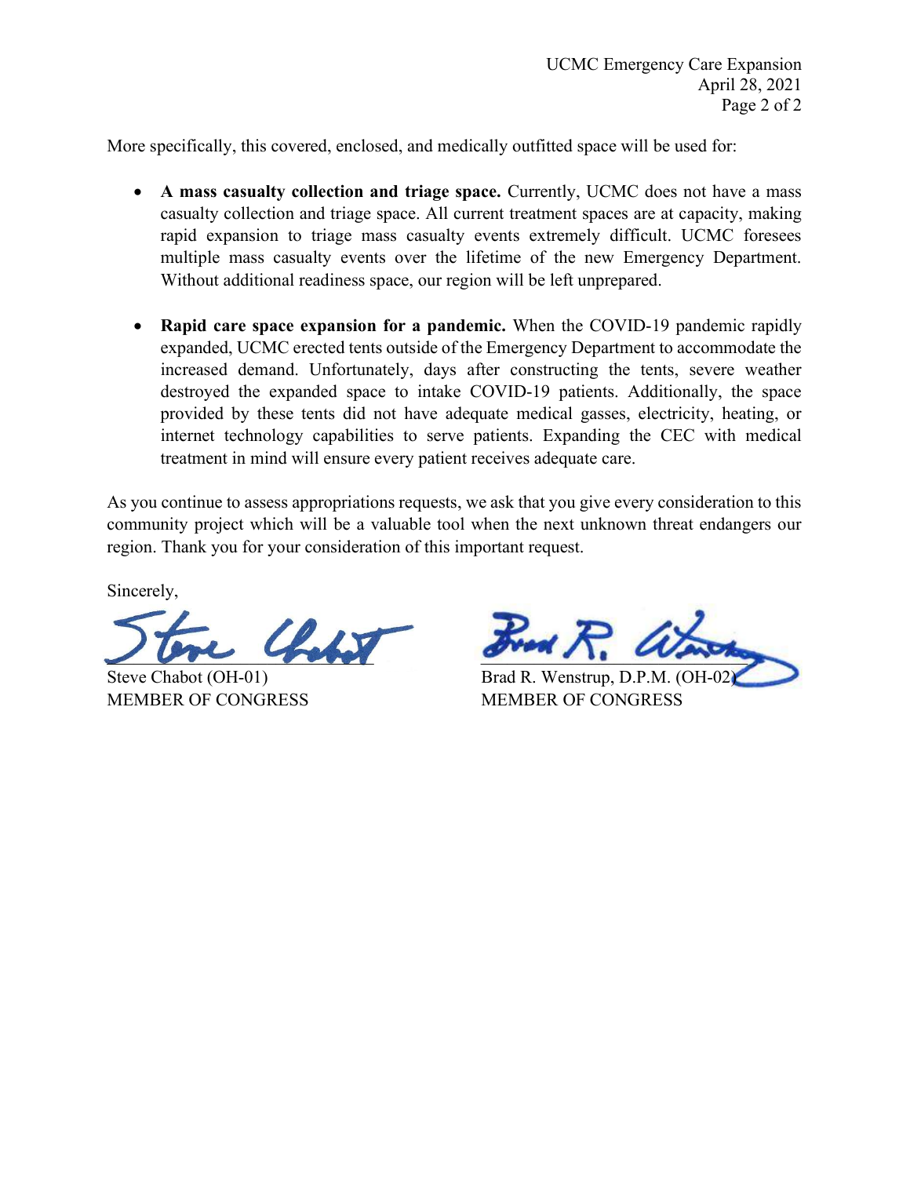More specifically, this covered, enclosed, and medically outfitted space will be used for:

- **A mass casualty collection and triage space.** Currently, UCMC does not have a mass casualty collection and triage space. All current treatment spaces are at capacity, making rapid expansion to triage mass casualty events extremely difficult. UCMC foresees multiple mass casualty events over the lifetime of the new Emergency Department. Without additional readiness space, our region will be left unprepared.

- **Rapid care space expansion for a pandemic.** When the COVID-19 pandemic rapidly expanded, UCMC erected tents outside of the Emergency Department to accommodate the increased demand. Unfortunately, days after constructing the tents, severe weather destroyed the expanded space to intake COVID-19 patients. Additionally, the space provided by these tents did not have adequate medical gasses, electricity, heating, or internet technology capabilities to serve patients. Expanding the CEC with medical treatment in mind will ensure every patient receives adequate care.

As you continue to assess appropriations requests, we ask that you give every consideration to this community project which will be a valuable tool when the next unknown threat endangers our region. Thank you for your consideration of this important request.

Sincerely,

Steve Chabot (OH-01)
MEMBER OF CONGRESS

Brad R. Wenstrup, D.P.M. (OH-02)
MEMBER OF CONGRESS